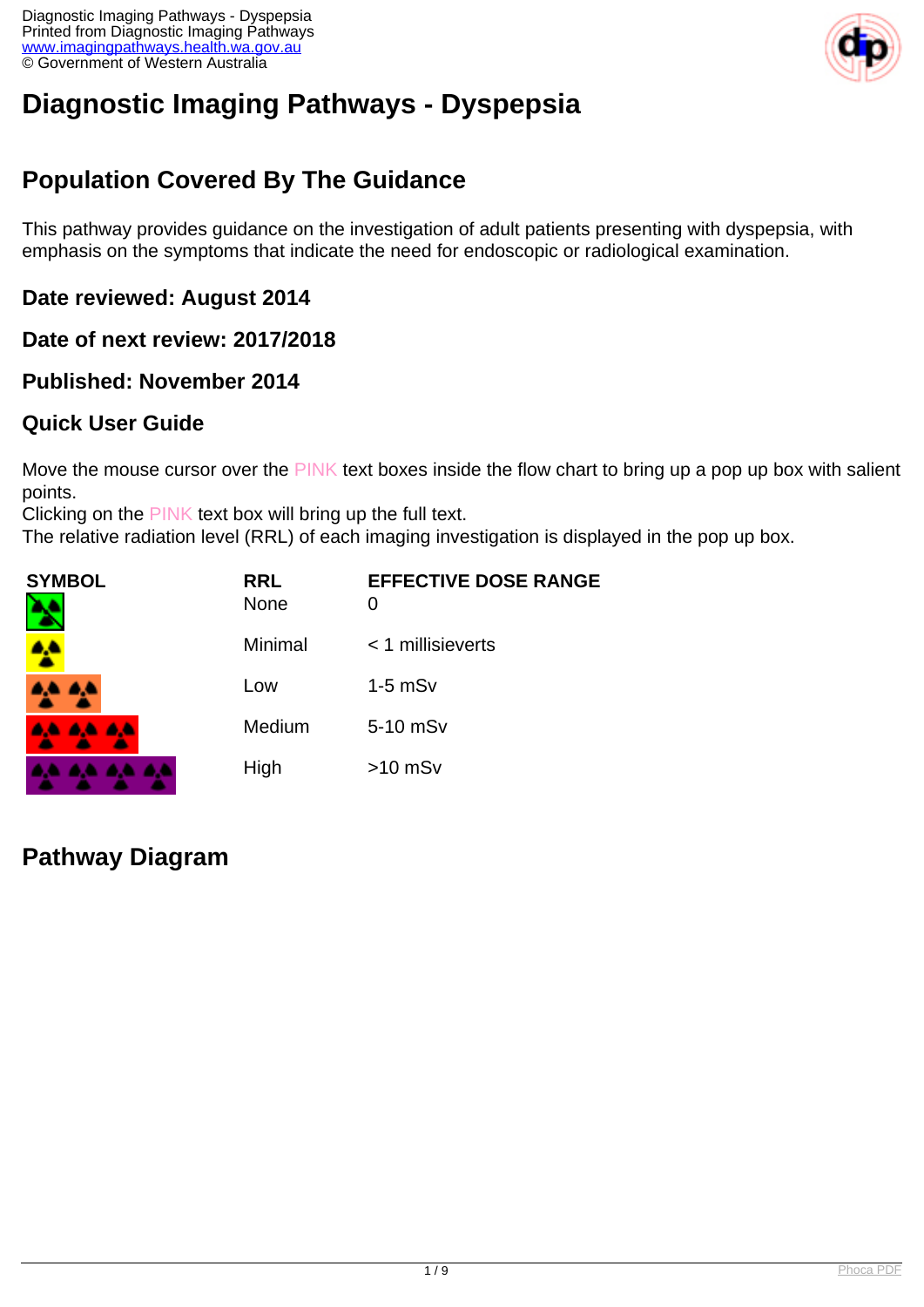# Diagnostic Imaging Pathways - Dyspepsia

## Population Covered By The Guidance

This pathway provides guidance on the investigation of adult patients presenting with dyspepsia, with emphasis on the symptoms that indicate the need for endoscopic or radiological examination.

### Date reviewed: August 2014

### Date of next review: 2017/2018

### Published: November 2014

### Quick User Guide

Move the mouse cursor over the PINK text boxes inside the flow chart to bring up a pop up box with salient points.
Clicking on the PINK text box will bring up the full text.
The relative radiation level (RRL) of each imaging investigation is displayed in the pop up box.

| SYMBOL | RRL | EFFECTIVE DOSE RANGE |
| --- | --- | --- |
| | None | 0 |
| | Minimal | < 1 millisieverts |
| | Low | 1-5 mSv |
| | Medium | 5-10 mSv |
| | High | >10 mSv |

## Pathway Diagram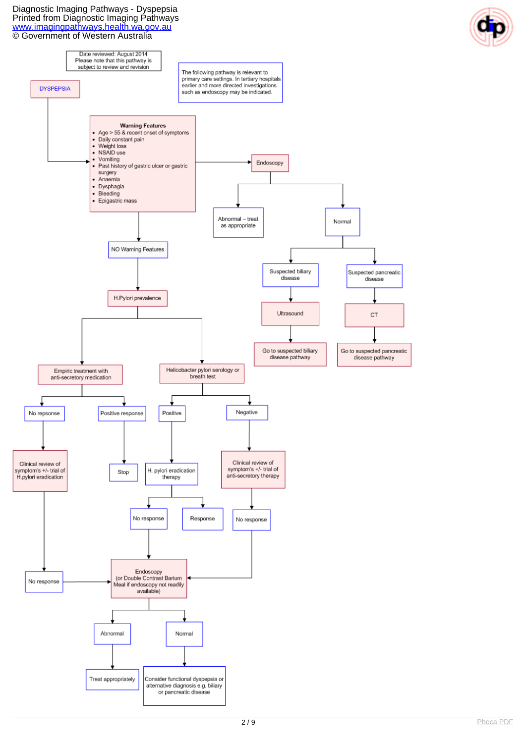Date reviewed: August 2014
Please note that this pathway is subject to review and revision

The following pathway is relevant to primary care settings. In tertiary hospitals earlier and more directed investigations such as endoscopy may be indicated.

DYSPEPSIA

**Warning Features**

- Age > 55 & recent onset of symptoms
- Daily constant pain
- Weight loss
- NSAID use
- Vomiting
- Past history of gastric ulcer or gastric surgery
- Anaemia
- Dysphagia
- Bleeding
- Epigastric mass

Endoscopy

Abnormal – treat as appropriate

Normal

Suspected biliary disease

Suspected pancreatic disease

Ultrasound

CT

Go to suspected biliary disease pathway

Go to suspected pancreatic disease pathway

NO Warning Features

H.Pylori prevalence

Empiric treatment with anti-secretory medication

Helicobacter pylori serology or breath test

No repsonse

Positive response

Positive

Negative

Clinical review of symptom's +/- trial of H.pylori eradication

Stop

H. pylori eradication therapy

Clinical review of symptom's +/- trial of anti-secretory therapy

No response

Response

No response

No response

Endoscopy (or Double Contrast Barium Meal if endoscopy not readily available)

Abnormal

Normal

Treat appropriately

Consider functional dyspepsia or alternative diagnosis e.g. biliary or pancreatic disease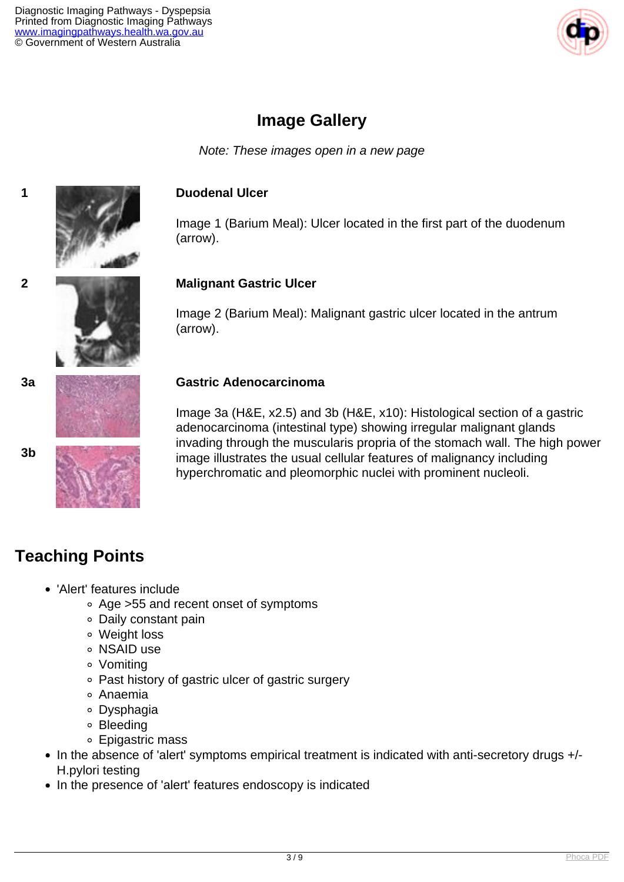## Image Gallery

*Note: These images open in a new page*

1

**Duodenal Ulcer**

Image 1 (Barium Meal): Ulcer located in the first part of the duodenum (arrow).

2

**Malignant Gastric Ulcer**

Image 2 (Barium Meal): Malignant gastric ulcer located in the antrum (arrow).

3a

3b

**Gastric Adenocarcinoma**

Image 3a (H&E, x2.5) and 3b (H&E, x10): Histological section of a gastric adenocarcinoma (intestinal type) showing irregular malignant glands invading through the muscularis propria of the stomach wall. The high power image illustrates the usual cellular features of malignancy including hyperchromatic and pleomorphic nuclei with prominent nucleoli.

## Teaching Points

- 'Alert' features include
  - Age >55 and recent onset of symptoms
  - Daily constant pain
  - Weight loss
  - NSAID use
  - Vomiting
  - Past history of gastric ulcer of gastric surgery
  - Anaemia
  - Dysphagia
  - Bleeding
  - Epigastric mass
- In the absence of 'alert' symptoms empirical treatment is indicated with anti-secretory drugs +/- H.pylori testing
- In the presence of 'alert' features endoscopy is indicated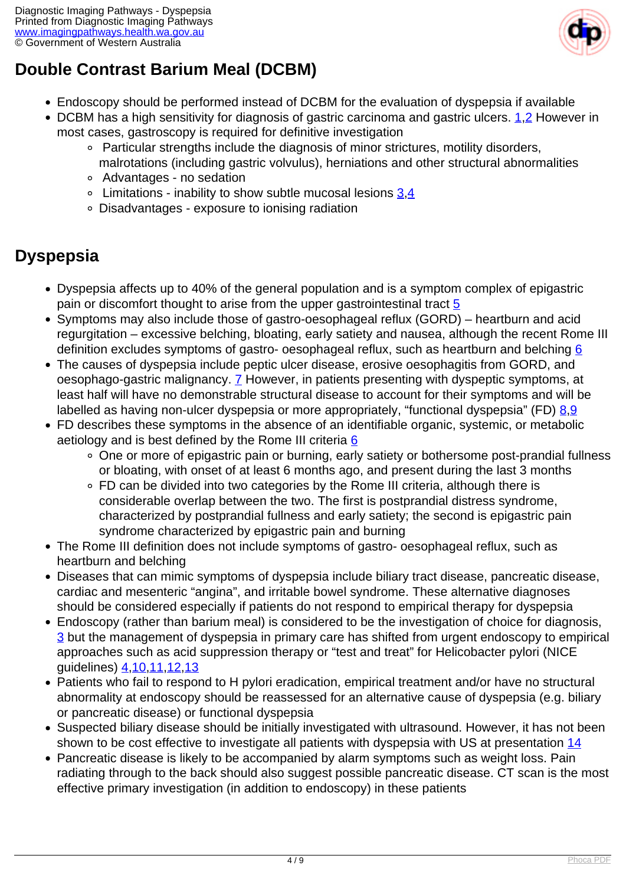## Double Contrast Barium Meal (DCBM)

- Endoscopy should be performed instead of DCBM for the evaluation of dyspepsia if available
- DCBM has a high sensitivity for diagnosis of gastric carcinoma and gastric ulcers. 1,2 However in most cases, gastroscopy is required for definitive investigation
    - Particular strengths include the diagnosis of minor strictures, motility disorders, malrotations (including gastric volvulus), herniations and other structural abnormalities
    - Advantages - no sedation
    - Limitations - inability to show subtle mucosal lesions 3,4
    - Disadvantages - exposure to ionising radiation

## Dyspepsia

- Dyspepsia affects up to 40% of the general population and is a symptom complex of epigastric pain or discomfort thought to arise from the upper gastrointestinal tract 5
- Symptoms may also include those of gastro-oesophageal reflux (GORD) – heartburn and acid regurgitation – excessive belching, bloating, early satiety and nausea, although the recent Rome III definition excludes symptoms of gastro- oesophageal reflux, such as heartburn and belching 6
- The causes of dyspepsia include peptic ulcer disease, erosive oesophagitis from GORD, and oesophago-gastric malignancy. 7 However, in patients presenting with dyspeptic symptoms, at least half will have no demonstrable structural disease to account for their symptoms and will be labelled as having non-ulcer dyspepsia or more appropriately, "functional dyspepsia" (FD) 8,9
- FD describes these symptoms in the absence of an identifiable organic, systemic, or metabolic aetiology and is best defined by the Rome III criteria 6
    - One or more of epigastric pain or burning, early satiety or bothersome post-prandial fullness or bloating, with onset of at least 6 months ago, and present during the last 3 months
    - FD can be divided into two categories by the Rome III criteria, although there is considerable overlap between the two. The first is postprandial distress syndrome, characterized by postprandial fullness and early satiety; the second is epigastric pain syndrome characterized by epigastric pain and burning
- The Rome III definition does not include symptoms of gastro- oesophageal reflux, such as heartburn and belching
- Diseases that can mimic symptoms of dyspepsia include biliary tract disease, pancreatic disease, cardiac and mesenteric "angina", and irritable bowel syndrome. These alternative diagnoses should be considered especially if patients do not respond to empirical therapy for dyspepsia
- Endoscopy (rather than barium meal) is considered to be the investigation of choice for diagnosis, 3 but the management of dyspepsia in primary care has shifted from urgent endoscopy to empirical approaches such as acid suppression therapy or "test and treat" for Helicobacter pylori (NICE guidelines) 4,10,11,12,13
- Patients who fail to respond to H pylori eradication, empirical treatment and/or have no structural abnormality at endoscopy should be reassessed for an alternative cause of dyspepsia (e.g. biliary or pancreatic disease) or functional dyspepsia
- Suspected biliary disease should be initially investigated with ultrasound. However, it has not been shown to be cost effective to investigate all patients with dyspepsia with US at presentation 14
- Pancreatic disease is likely to be accompanied by alarm symptoms such as weight loss. Pain radiating through to the back should also suggest possible pancreatic disease. CT scan is the most effective primary investigation (in addition to endoscopy) in these patients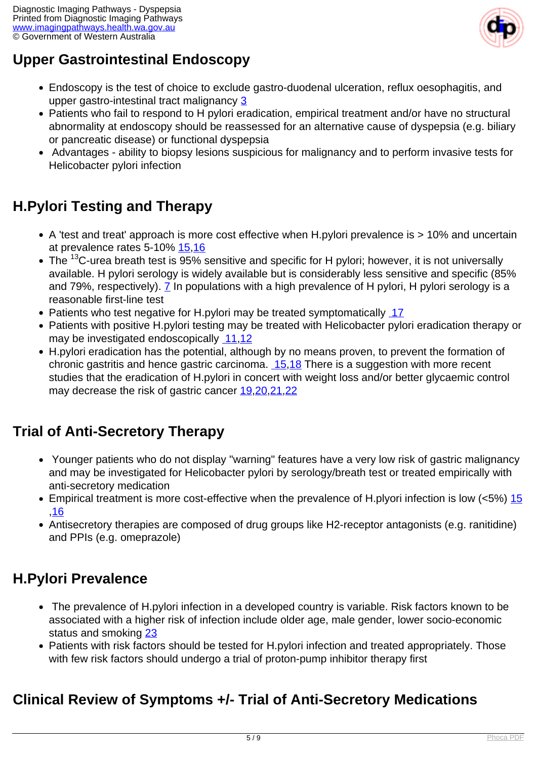## Upper Gastrointestinal Endoscopy

- Endoscopy is the test of choice to exclude gastro-duodenal ulceration, reflux oesophagitis, and upper gastro-intestinal tract malignancy [3]
- Patients who fail to respond to H pylori eradication, empirical treatment and/or have no structural abnormality at endoscopy should be reassessed for an alternative cause of dyspepsia (e.g. biliary or pancreatic disease) or functional dyspepsia
- Advantages - ability to biopsy lesions suspicious for malignancy and to perform invasive tests for Helicobacter pylori infection

## H.Pylori Testing and Therapy

- A 'test and treat' approach is more cost effective when H.pylori prevalence is > 10% and uncertain at prevalence rates 5-10% [15,16]
- The $^{13}$C-urea breath test is 95% sensitive and specific for H pylori; however, it is not universally available. H pylori serology is widely available but is considerably less sensitive and specific (85% and 79%, respectively). [7] In populations with a high prevalence of H pylori, H pylori serology is a reasonable first-line test
- Patients who test negative for H.pylori may be treated symptomatically [17]
- Patients with positive H.pylori testing may be treated with Helicobacter pylori eradication therapy or may be investigated endoscopically [11,12]
- H.pylori eradication has the potential, although by no means proven, to prevent the formation of chronic gastritis and hence gastric carcinoma. [15,18] There is a suggestion with more recent studies that the eradication of H.pylori in concert with weight loss and/or better glycaemic control may decrease the risk of gastric cancer [19,20,21,22]

## Trial of Anti-Secretory Therapy

- Younger patients who do not display "warning" features have a very low risk of gastric malignancy and may be investigated for Helicobacter pylori by serology/breath test or treated empirically with anti-secretory medication
- Empirical treatment is more cost-effective when the prevalence of H.plyori infection is low (<5%) [15,16]
- Antisecretory therapies are composed of drug groups like H2-receptor antagonists (e.g. ranitidine) and PPIs (e.g. omeprazole)

## H.Pylori Prevalence

- The prevalence of H.pylori infection in a developed country is variable. Risk factors known to be associated with a higher risk of infection include older age, male gender, lower socio-economic status and smoking [23]
- Patients with risk factors should be tested for H.pylori infection and treated appropriately. Those with few risk factors should undergo a trial of proton-pump inhibitor therapy first

## Clinical Review of Symptoms +/- Trial of Anti-Secretory Medications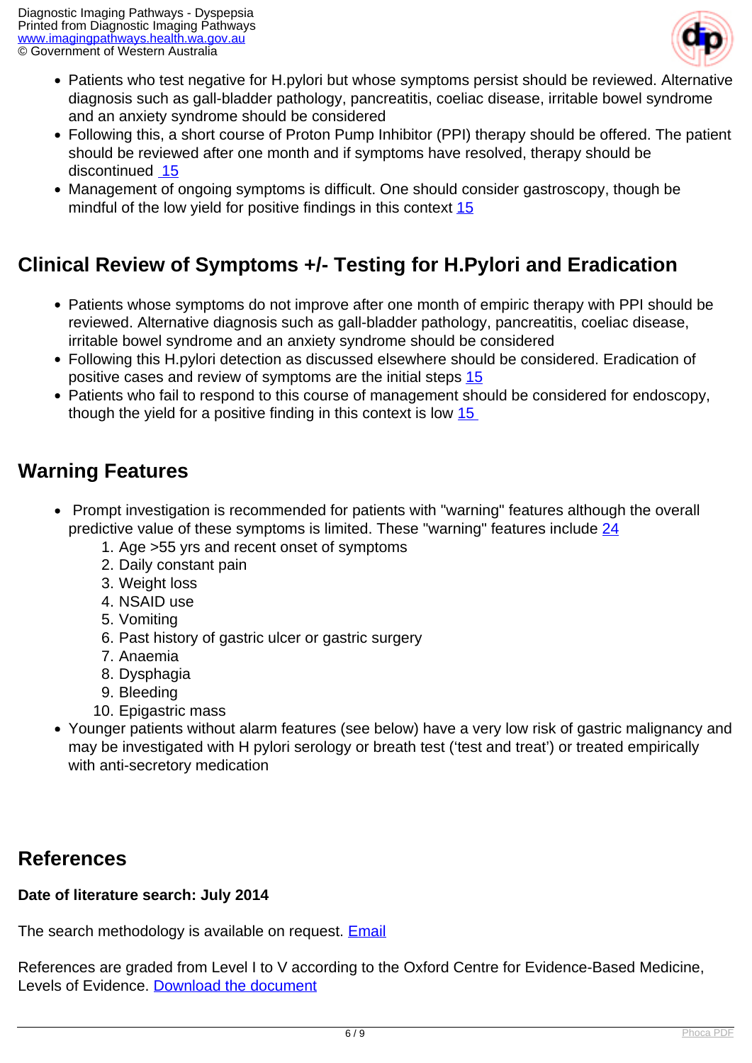- Patients who test negative for H.pylori but whose symptoms persist should be reviewed. Alternative diagnosis such as gall-bladder pathology, pancreatitis, coeliac disease, irritable bowel syndrome and an anxiety syndrome should be considered
- Following this, a short course of Proton Pump Inhibitor (PPI) therapy should be offered. The patient should be reviewed after one month and if symptoms have resolved, therapy should be discontinued [15]
- Management of ongoing symptoms is difficult. One should consider gastroscopy, though be mindful of the low yield for positive findings in this context [15]

## Clinical Review of Symptoms +/- Testing for H.Pylori and Eradication

- Patients whose symptoms do not improve after one month of empiric therapy with PPI should be reviewed. Alternative diagnosis such as gall-bladder pathology, pancreatitis, coeliac disease, irritable bowel syndrome and an anxiety syndrome should be considered
- Following this H.pylori detection as discussed elsewhere should be considered. Eradication of positive cases and review of symptoms are the initial steps [15]
- Patients who fail to respond to this course of management should be considered for endoscopy, though the yield for a positive finding in this context is low [15]

## Warning Features

- Prompt investigation is recommended for patients with "warning" features although the overall predictive value of these symptoms is limited. These "warning" features include [24]
  1. Age >55 yrs and recent onset of symptoms
  2. Daily constant pain
  3. Weight loss
  4. NSAID use
  5. Vomiting
  6. Past history of gastric ulcer or gastric surgery
  7. Anaemia
  8. Dysphagia
  9. Bleeding
  10. Epigastric mass
- Younger patients without alarm features (see below) have a very low risk of gastric malignancy and may be investigated with H pylori serology or breath test ('test and treat') or treated empirically with anti-secretory medication

## References

**Date of literature search: July 2014**

The search methodology is available on request. Email

References are graded from Level I to V according to the Oxford Centre for Evidence-Based Medicine, Levels of Evidence. Download the document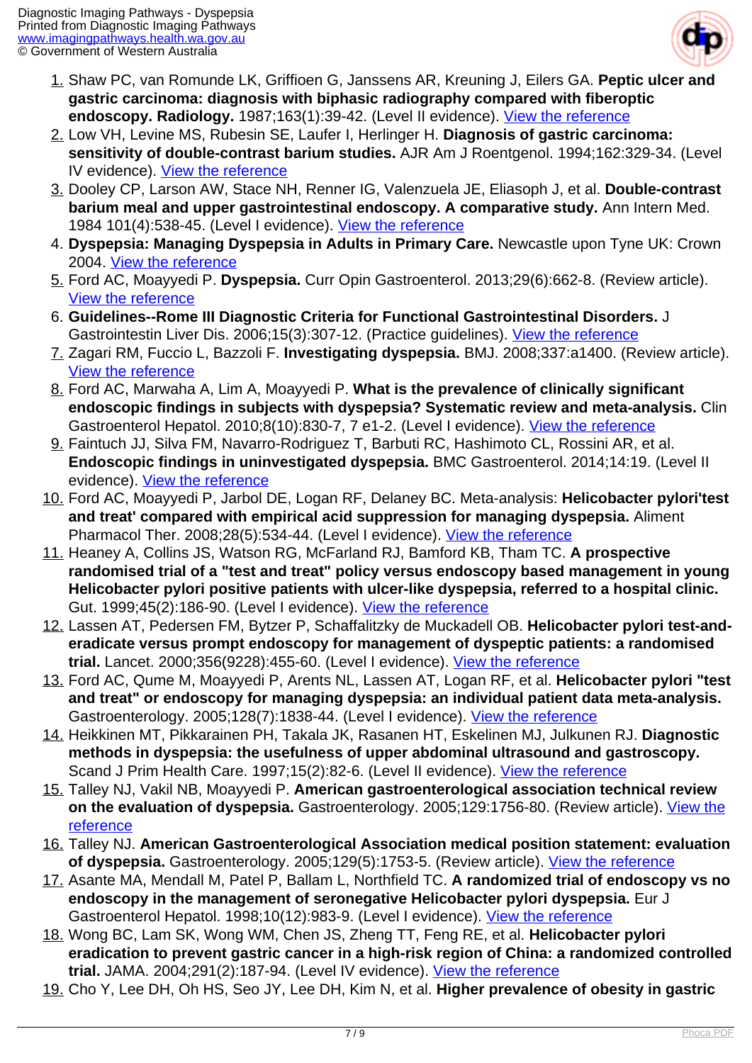1. Shaw PC, van Romunde LK, Griffioen G, Janssens AR, Kreuning J, Eilers GA. **Peptic ulcer and gastric carcinoma: diagnosis with biphasic radiography compared with fiberoptic endoscopy. Radiology.** 1987;163(1):39-42. (Level II evidence). [View the reference]
2. Low VH, Levine MS, Rubesin SE, Laufer I, Herlinger H. **Diagnosis of gastric carcinoma: sensitivity of double-contrast barium studies.** AJR Am J Roentgenol. 1994;162:329-34. (Level IV evidence). [View the reference]
3. Dooley CP, Larson AW, Stace NH, Renner IG, Valenzuela JE, Eliasoph J, et al. **Double-contrast barium meal and upper gastrointestinal endoscopy. A comparative study.** Ann Intern Med. 1984 101(4):538-45. (Level I evidence). [View the reference]
4. **Dyspepsia: Managing Dyspepsia in Adults in Primary Care.** Newcastle upon Tyne UK: Crown 2004. [View the reference]
5. Ford AC, Moayyedi P. **Dyspepsia.** Curr Opin Gastroenterol. 2013;29(6):662-8. (Review article). [View the reference]
6. **Guidelines--Rome III Diagnostic Criteria for Functional Gastrointestinal Disorders.** J Gastrointestin Liver Dis. 2006;15(3):307-12. (Practice guidelines). [View the reference]
7. Zagari RM, Fuccio L, Bazzoli F. **Investigating dyspepsia.** BMJ. 2008;337:a1400. (Review article). [View the reference]
8. Ford AC, Marwaha A, Lim A, Moayyedi P. **What is the prevalence of clinically significant endoscopic findings in subjects with dyspepsia? Systematic review and meta-analysis.** Clin Gastroenterol Hepatol. 2010;8(10):830-7, 7 e1-2. (Level I evidence). [View the reference]
9. Faintuch JJ, Silva FM, Navarro-Rodriguez T, Barbuti RC, Hashimoto CL, Rossini AR, et al. **Endoscopic findings in uninvestigated dyspepsia.** BMC Gastroenterol. 2014;14:19. (Level II evidence). [View the reference]
10. Ford AC, Moayyedi P, Jarbol DE, Logan RF, Delaney BC. Meta-analysis: **Helicobacter pylori'test and treat' compared with empirical acid suppression for managing dyspepsia.** Aliment Pharmacol Ther. 2008;28(5):534-44. (Level I evidence). [View the reference]
11. Heaney A, Collins JS, Watson RG, McFarland RJ, Bamford KB, Tham TC. **A prospective randomised trial of a "test and treat" policy versus endoscopy based management in young Helicobacter pylori positive patients with ulcer-like dyspepsia, referred to a hospital clinic.** Gut. 1999;45(2):186-90. (Level I evidence). [View the reference]
12. Lassen AT, Pedersen FM, Bytzer P, Schaffalitzky de Muckadell OB. **Helicobacter pylori test-and-eradicate versus prompt endoscopy for management of dyspeptic patients: a randomised trial.** Lancet. 2000;356(9228):455-60. (Level I evidence). [View the reference]
13. Ford AC, Qume M, Moayyedi P, Arents NL, Lassen AT, Logan RF, et al. **Helicobacter pylori "test and treat" or endoscopy for managing dyspepsia: an individual patient data meta-analysis.** Gastroenterology. 2005;128(7):1838-44. (Level I evidence). [View the reference]
14. Heikkinen MT, Pikkarainen PH, Takala JK, Rasanen HT, Eskelinen MJ, Julkunen RJ. **Diagnostic methods in dyspepsia: the usefulness of upper abdominal ultrasound and gastroscopy.** Scand J Prim Health Care. 1997;15(2):82-6. (Level II evidence). [View the reference]
15. Talley NJ, Vakil NB, Moayyedi P. **American gastroenterological association technical review on the evaluation of dyspepsia.** Gastroenterology. 2005;129:1756-80. (Review article). [View the reference]
16. Talley NJ. **American Gastroenterological Association medical position statement: evaluation of dyspepsia.** Gastroenterology. 2005;129(5):1753-5. (Review article). [View the reference]
17. Asante MA, Mendall M, Patel P, Ballam L, Northfield TC. **A randomized trial of endoscopy vs no endoscopy in the management of seronegative Helicobacter pylori dyspepsia.** Eur J Gastroenterol Hepatol. 1998;10(12):983-9. (Level I evidence). [View the reference]
18. Wong BC, Lam SK, Wong WM, Chen JS, Zheng TT, Feng RE, et al. **Helicobacter pylori eradication to prevent gastric cancer in a high-risk region of China: a randomized controlled trial.** JAMA. 2004;291(2):187-94. (Level IV evidence). [View the reference]
19. Cho Y, Lee DH, Oh HS, Seo JY, Lee DH, Kim N, et al. **Higher prevalence of obesity in gastric**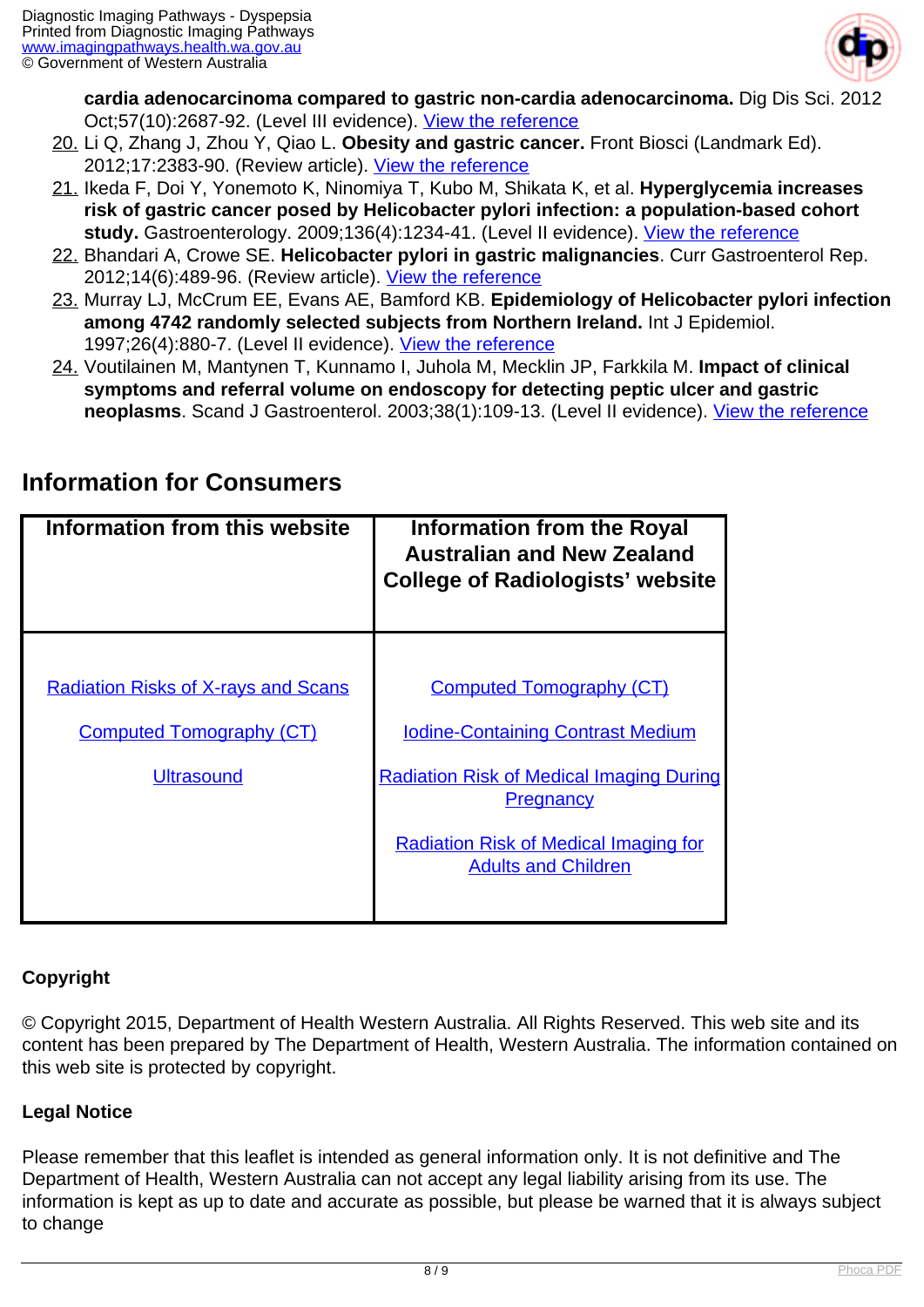**cardia adenocarcinoma compared to gastric non-cardia adenocarcinoma.** Dig Dis Sci. 2012 Oct;57(10):2687-92. (Level III evidence). View the reference

20. Li Q, Zhang J, Zhou Y, Qiao L. **Obesity and gastric cancer.** Front Biosci (Landmark Ed). 2012;17:2383-90. (Review article). View the reference
21. Ikeda F, Doi Y, Yonemoto K, Ninomiya T, Kubo M, Shikata K, et al. **Hyperglycemia increases risk of gastric cancer posed by Helicobacter pylori infection: a population-based cohort study.** Gastroenterology. 2009;136(4):1234-41. (Level II evidence). View the reference
22. Bhandari A, Crowe SE. **Helicobacter pylori in gastric malignancies**. Curr Gastroenterol Rep. 2012;14(6):489-96. (Review article). View the reference
23. Murray LJ, McCrum EE, Evans AE, Bamford KB. **Epidemiology of Helicobacter pylori infection among 4742 randomly selected subjects from Northern Ireland.** Int J Epidemiol. 1997;26(4):880-7. (Level II evidence). View the reference
24. Voutilainen M, Mantynen T, Kunnamo I, Juhola M, Mecklin JP, Farkkila M. **Impact of clinical symptoms and referral volume on endoscopy for detecting peptic ulcer and gastric neoplasms**. Scand J Gastroenterol. 2003;38(1):109-13. (Level II evidence). View the reference

## Information for Consumers

| Information from this website | Information from the Royal Australian and New Zealand College of Radiologists' website |
|---|---|
| Radiation Risks of X-rays and Scans<br>Computed Tomography (CT)<br>Ultrasound | Computed Tomography (CT)<br>Iodine-Containing Contrast Medium<br>Radiation Risk of Medical Imaging During Pregnancy<br>Radiation Risk of Medical Imaging for Adults and Children |

**Copyright**

© Copyright 2015, Department of Health Western Australia. All Rights Reserved. This web site and its content has been prepared by The Department of Health, Western Australia. The information contained on this web site is protected by copyright.

**Legal Notice**

Please remember that this leaflet is intended as general information only. It is not definitive and The Department of Health, Western Australia can not accept any legal liability arising from its use. The information is kept as up to date and accurate as possible, but please be warned that it is always subject to change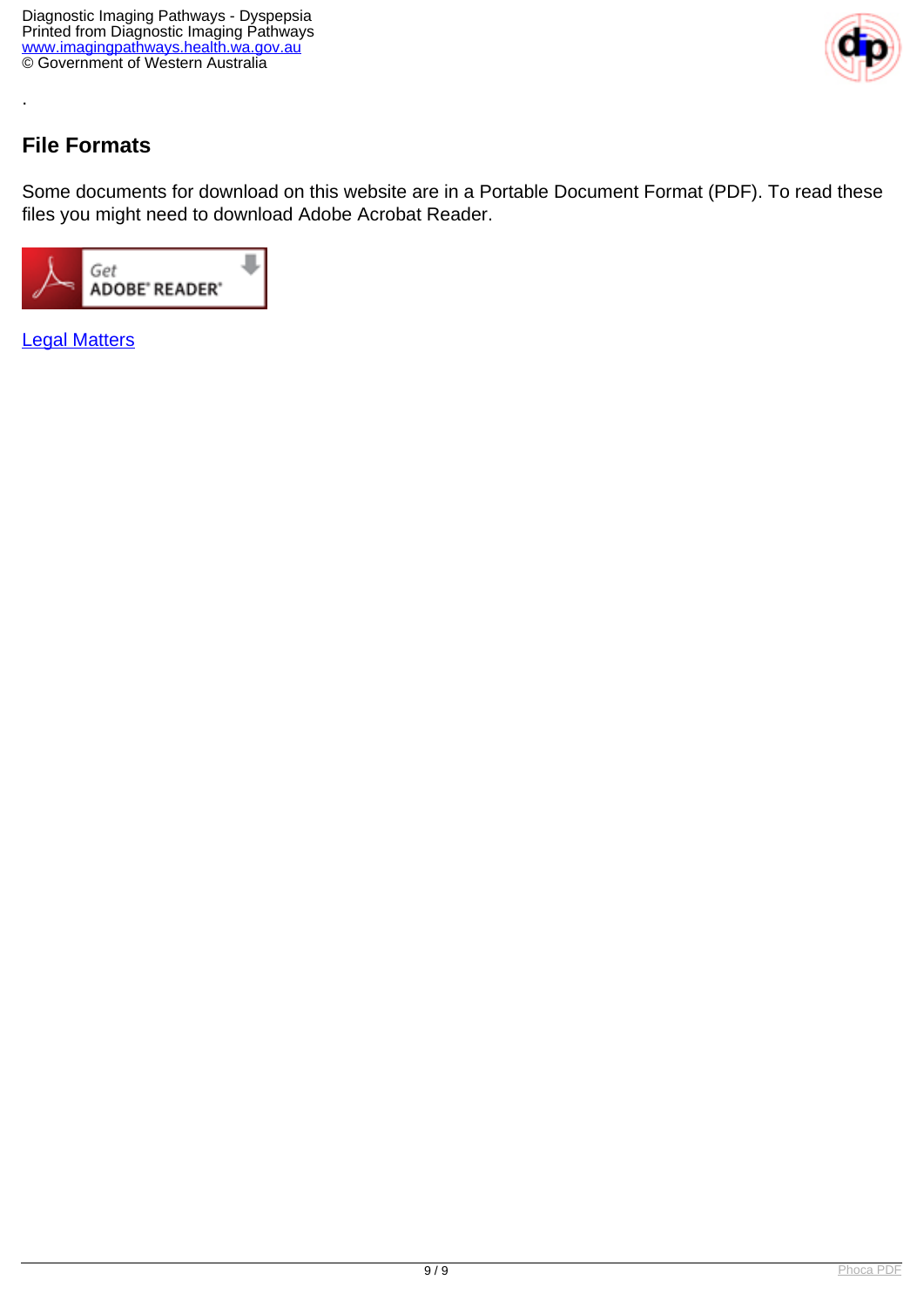.

## File Formats

Some documents for download on this website are in a Portable Document Format (PDF). To read these files you might need to download Adobe Acrobat Reader.

Legal Matters